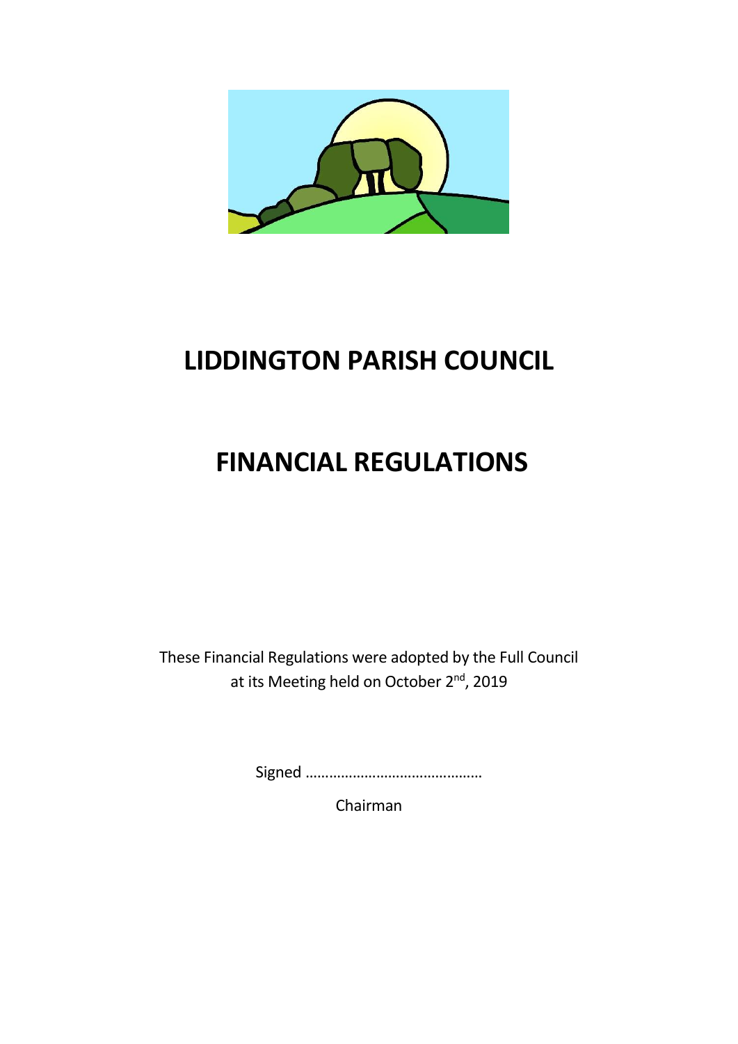# LIDDINGTON PARISH COUNCIL

# FINANCIAL REGULATIONS

These Financial Regulations were adopted by the Full Council at its Meeting held on October 2nd, 2019

Signed ……………………………………..

Chairman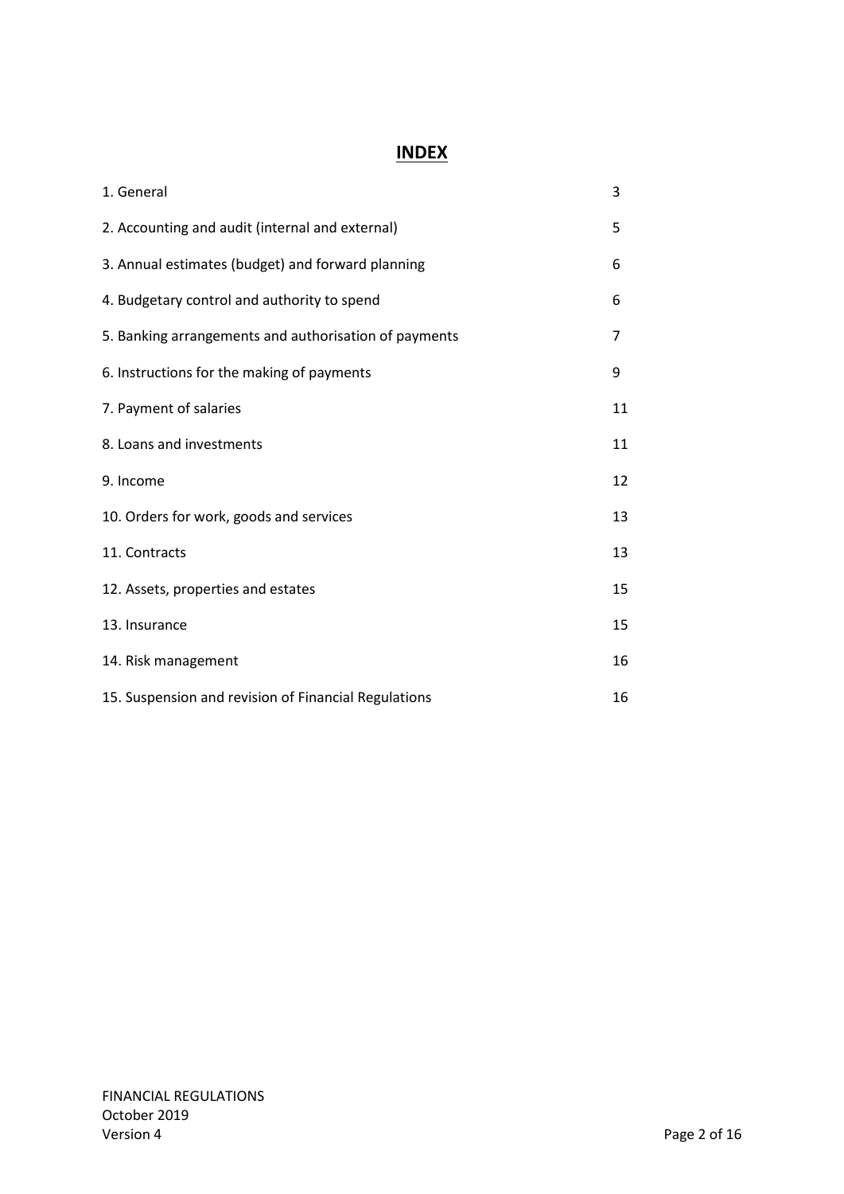# INDEX

| | |
|---|---|
| 1. General | 3 |
| 2. Accounting and audit (internal and external) | 5 |
| 3. Annual estimates (budget) and forward planning | 6 |
| 4. Budgetary control and authority to spend | 6 |
| 5. Banking arrangements and authorisation of payments | 7 |
| 6. Instructions for the making of payments | 9 |
| 7. Payment of salaries | 11 |
| 8. Loans and investments | 11 |
| 9. Income | 12 |
| 10. Orders for work, goods and services | 13 |
| 11. Contracts | 13 |
| 12. Assets, properties and estates | 15 |
| 13. Insurance | 15 |
| 14. Risk management | 16 |
| 15. Suspension and revision of Financial Regulations | 16 |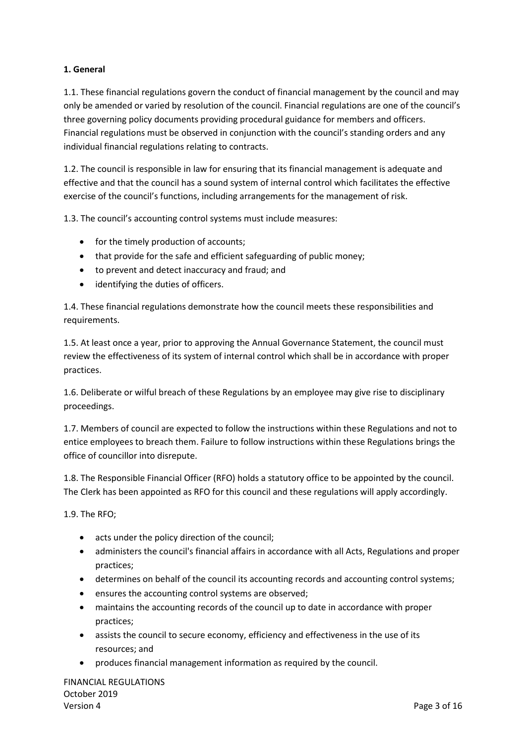**1. General**

1.1. These financial regulations govern the conduct of financial management by the council and may only be amended or varied by resolution of the council. Financial regulations are one of the council's three governing policy documents providing procedural guidance for members and officers. Financial regulations must be observed in conjunction with the council's standing orders and any individual financial regulations relating to contracts.

1.2. The council is responsible in law for ensuring that its financial management is adequate and effective and that the council has a sound system of internal control which facilitates the effective exercise of the council's functions, including arrangements for the management of risk.

1.3. The council's accounting control systems must include measures:

- for the timely production of accounts;
- that provide for the safe and efficient safeguarding of public money;
- to prevent and detect inaccuracy and fraud; and
- identifying the duties of officers.

1.4. These financial regulations demonstrate how the council meets these responsibilities and requirements.

1.5. At least once a year, prior to approving the Annual Governance Statement, the council must review the effectiveness of its system of internal control which shall be in accordance with proper practices.

1.6. Deliberate or wilful breach of these Regulations by an employee may give rise to disciplinary proceedings.

1.7. Members of council are expected to follow the instructions within these Regulations and not to entice employees to breach them. Failure to follow instructions within these Regulations brings the office of councillor into disrepute.

1.8. The Responsible Financial Officer (RFO) holds a statutory office to be appointed by the council. The Clerk has been appointed as RFO for this council and these regulations will apply accordingly.

1.9. The RFO;

- acts under the policy direction of the council;
- administers the council's financial affairs in accordance with all Acts, Regulations and proper practices;
- determines on behalf of the council its accounting records and accounting control systems;
- ensures the accounting control systems are observed;
- maintains the accounting records of the council up to date in accordance with proper practices;
- assists the council to secure economy, efficiency and effectiveness in the use of its resources; and
- produces financial management information as required by the council.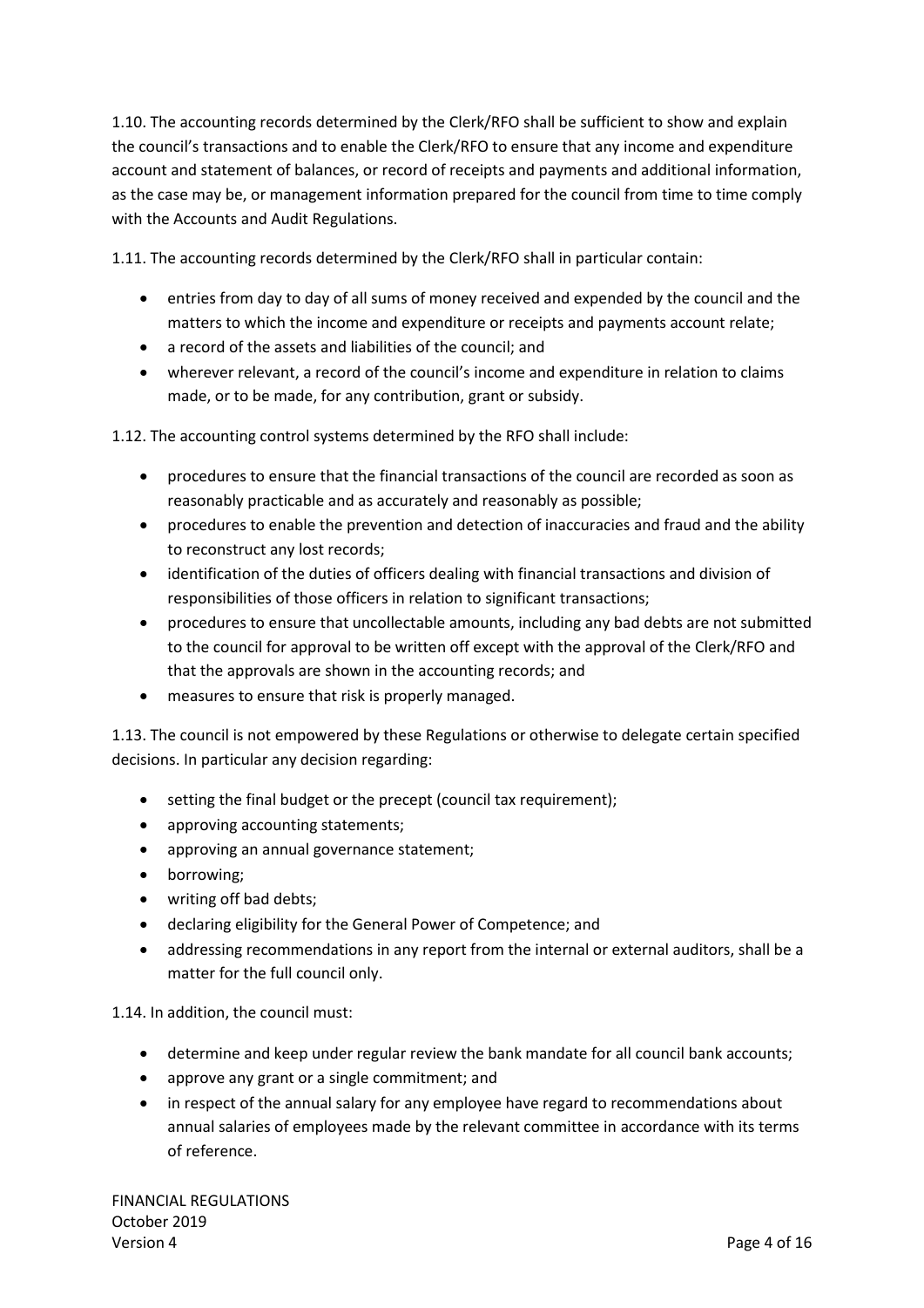1.10. The accounting records determined by the Clerk/RFO shall be sufficient to show and explain the council's transactions and to enable the Clerk/RFO to ensure that any income and expenditure account and statement of balances, or record of receipts and payments and additional information, as the case may be, or management information prepared for the council from time to time comply with the Accounts and Audit Regulations.

1.11. The accounting records determined by the Clerk/RFO shall in particular contain:

- entries from day to day of all sums of money received and expended by the council and the matters to which the income and expenditure or receipts and payments account relate;
- a record of the assets and liabilities of the council; and
- wherever relevant, a record of the council's income and expenditure in relation to claims made, or to be made, for any contribution, grant or subsidy.

1.12. The accounting control systems determined by the RFO shall include:

- procedures to ensure that the financial transactions of the council are recorded as soon as reasonably practicable and as accurately and reasonably as possible;
- procedures to enable the prevention and detection of inaccuracies and fraud and the ability to reconstruct any lost records;
- identification of the duties of officers dealing with financial transactions and division of responsibilities of those officers in relation to significant transactions;
- procedures to ensure that uncollectable amounts, including any bad debts are not submitted to the council for approval to be written off except with the approval of the Clerk/RFO and that the approvals are shown in the accounting records; and
- measures to ensure that risk is properly managed.

1.13. The council is not empowered by these Regulations or otherwise to delegate certain specified decisions. In particular any decision regarding:

- setting the final budget or the precept (council tax requirement);
- approving accounting statements;
- approving an annual governance statement;
- borrowing;
- writing off bad debts;
- declaring eligibility for the General Power of Competence; and
- addressing recommendations in any report from the internal or external auditors, shall be a matter for the full council only.

1.14. In addition, the council must:

- determine and keep under regular review the bank mandate for all council bank accounts;
- approve any grant or a single commitment; and
- in respect of the annual salary for any employee have regard to recommendations about annual salaries of employees made by the relevant committee in accordance with its terms of reference.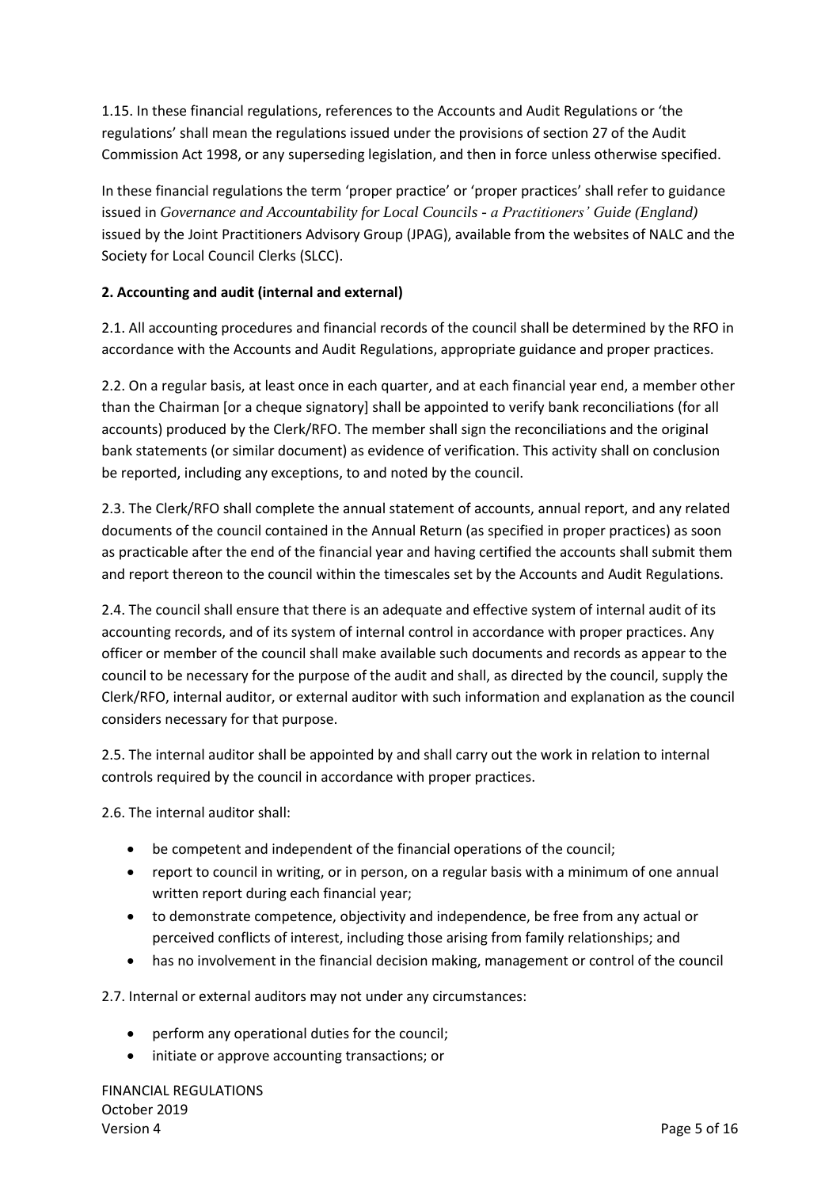1.15. In these financial regulations, references to the Accounts and Audit Regulations or 'the regulations' shall mean the regulations issued under the provisions of section 27 of the Audit Commission Act 1998, or any superseding legislation, and then in force unless otherwise specified.

In these financial regulations the term 'proper practice' or 'proper practices' shall refer to guidance issued in *Governance and Accountability for Local Councils - a Practitioners' Guide (England)* issued by the Joint Practitioners Advisory Group (JPAG), available from the websites of NALC and the Society for Local Council Clerks (SLCC).

**2. Accounting and audit (internal and external)**

2.1. All accounting procedures and financial records of the council shall be determined by the RFO in accordance with the Accounts and Audit Regulations, appropriate guidance and proper practices.

2.2. On a regular basis, at least once in each quarter, and at each financial year end, a member other than the Chairman [or a cheque signatory] shall be appointed to verify bank reconciliations (for all accounts) produced by the Clerk/RFO. The member shall sign the reconciliations and the original bank statements (or similar document) as evidence of verification. This activity shall on conclusion be reported, including any exceptions, to and noted by the council.

2.3. The Clerk/RFO shall complete the annual statement of accounts, annual report, and any related documents of the council contained in the Annual Return (as specified in proper practices) as soon as practicable after the end of the financial year and having certified the accounts shall submit them and report thereon to the council within the timescales set by the Accounts and Audit Regulations.

2.4. The council shall ensure that there is an adequate and effective system of internal audit of its accounting records, and of its system of internal control in accordance with proper practices. Any officer or member of the council shall make available such documents and records as appear to the council to be necessary for the purpose of the audit and shall, as directed by the council, supply the Clerk/RFO, internal auditor, or external auditor with such information and explanation as the council considers necessary for that purpose.

2.5. The internal auditor shall be appointed by and shall carry out the work in relation to internal controls required by the council in accordance with proper practices.

2.6. The internal auditor shall:

- be competent and independent of the financial operations of the council;
- report to council in writing, or in person, on a regular basis with a minimum of one annual written report during each financial year;
- to demonstrate competence, objectivity and independence, be free from any actual or perceived conflicts of interest, including those arising from family relationships; and
- has no involvement in the financial decision making, management or control of the council

2.7. Internal or external auditors may not under any circumstances:

- perform any operational duties for the council;
- initiate or approve accounting transactions; or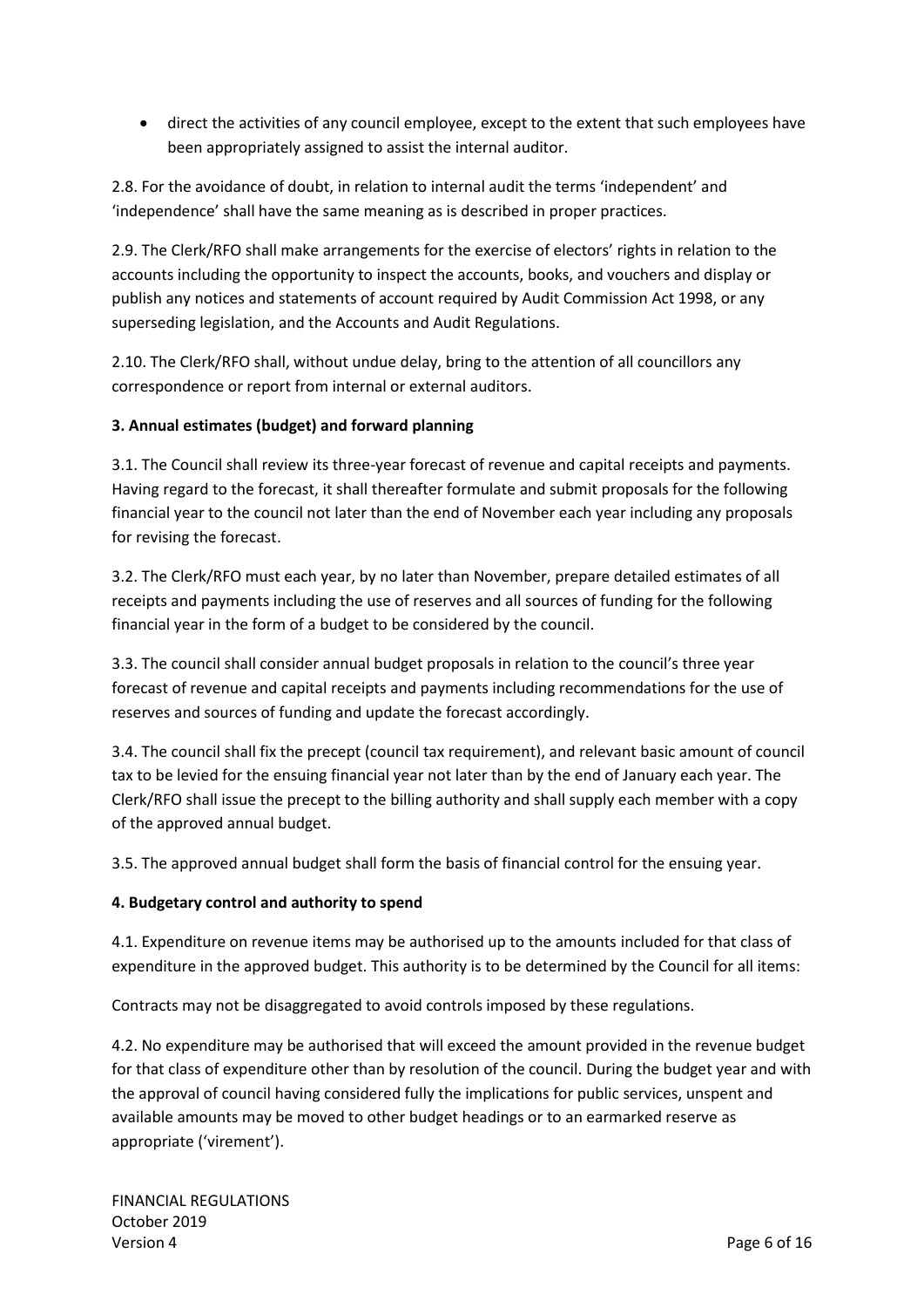- direct the activities of any council employee, except to the extent that such employees have been appropriately assigned to assist the internal auditor.

2.8. For the avoidance of doubt, in relation to internal audit the terms 'independent' and 'independence' shall have the same meaning as is described in proper practices.

2.9. The Clerk/RFO shall make arrangements for the exercise of electors' rights in relation to the accounts including the opportunity to inspect the accounts, books, and vouchers and display or publish any notices and statements of account required by Audit Commission Act 1998, or any superseding legislation, and the Accounts and Audit Regulations.

2.10. The Clerk/RFO shall, without undue delay, bring to the attention of all councillors any correspondence or report from internal or external auditors.

**3. Annual estimates (budget) and forward planning**

3.1. The Council shall review its three-year forecast of revenue and capital receipts and payments. Having regard to the forecast, it shall thereafter formulate and submit proposals for the following financial year to the council not later than the end of November each year including any proposals for revising the forecast.

3.2. The Clerk/RFO must each year, by no later than November, prepare detailed estimates of all receipts and payments including the use of reserves and all sources of funding for the following financial year in the form of a budget to be considered by the council.

3.3. The council shall consider annual budget proposals in relation to the council's three year forecast of revenue and capital receipts and payments including recommendations for the use of reserves and sources of funding and update the forecast accordingly.

3.4. The council shall fix the precept (council tax requirement), and relevant basic amount of council tax to be levied for the ensuing financial year not later than by the end of January each year. The Clerk/RFO shall issue the precept to the billing authority and shall supply each member with a copy of the approved annual budget.

3.5. The approved annual budget shall form the basis of financial control for the ensuing year.

**4. Budgetary control and authority to spend**

4.1. Expenditure on revenue items may be authorised up to the amounts included for that class of expenditure in the approved budget. This authority is to be determined by the Council for all items:

Contracts may not be disaggregated to avoid controls imposed by these regulations.

4.2. No expenditure may be authorised that will exceed the amount provided in the revenue budget for that class of expenditure other than by resolution of the council. During the budget year and with the approval of council having considered fully the implications for public services, unspent and available amounts may be moved to other budget headings or to an earmarked reserve as appropriate ('virement').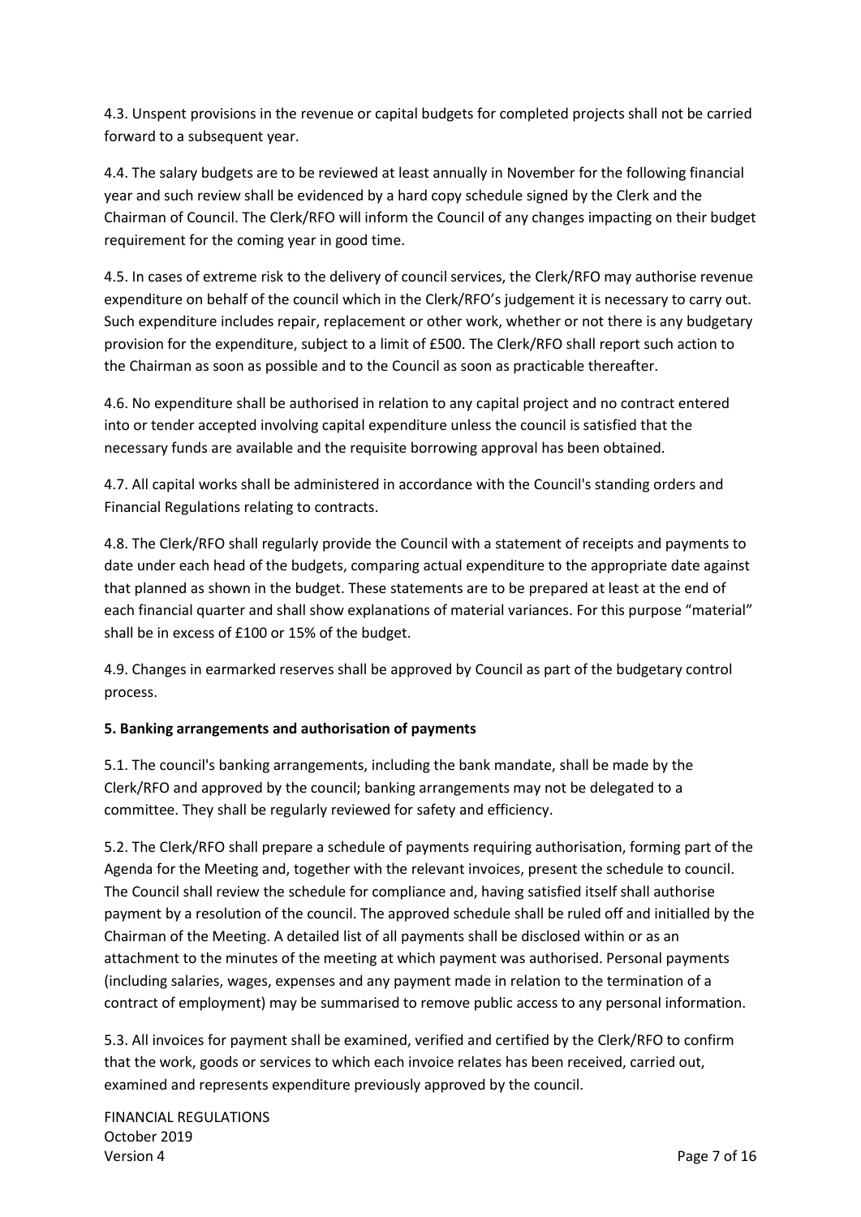4.3. Unspent provisions in the revenue or capital budgets for completed projects shall not be carried forward to a subsequent year.

4.4. The salary budgets are to be reviewed at least annually in November for the following financial year and such review shall be evidenced by a hard copy schedule signed by the Clerk and the Chairman of Council. The Clerk/RFO will inform the Council of any changes impacting on their budget requirement for the coming year in good time.

4.5. In cases of extreme risk to the delivery of council services, the Clerk/RFO may authorise revenue expenditure on behalf of the council which in the Clerk/RFO's judgement it is necessary to carry out. Such expenditure includes repair, replacement or other work, whether or not there is any budgetary provision for the expenditure, subject to a limit of £500. The Clerk/RFO shall report such action to the Chairman as soon as possible and to the Council as soon as practicable thereafter.

4.6. No expenditure shall be authorised in relation to any capital project and no contract entered into or tender accepted involving capital expenditure unless the council is satisfied that the necessary funds are available and the requisite borrowing approval has been obtained.

4.7. All capital works shall be administered in accordance with the Council's standing orders and Financial Regulations relating to contracts.

4.8. The Clerk/RFO shall regularly provide the Council with a statement of receipts and payments to date under each head of the budgets, comparing actual expenditure to the appropriate date against that planned as shown in the budget. These statements are to be prepared at least at the end of each financial quarter and shall show explanations of material variances. For this purpose "material" shall be in excess of £100 or 15% of the budget.

4.9. Changes in earmarked reserves shall be approved by Council as part of the budgetary control process.

**5. Banking arrangements and authorisation of payments**

5.1. The council's banking arrangements, including the bank mandate, shall be made by the Clerk/RFO and approved by the council; banking arrangements may not be delegated to a committee. They shall be regularly reviewed for safety and efficiency.

5.2. The Clerk/RFO shall prepare a schedule of payments requiring authorisation, forming part of the Agenda for the Meeting and, together with the relevant invoices, present the schedule to council. The Council shall review the schedule for compliance and, having satisfied itself shall authorise payment by a resolution of the council. The approved schedule shall be ruled off and initialled by the Chairman of the Meeting. A detailed list of all payments shall be disclosed within or as an attachment to the minutes of the meeting at which payment was authorised. Personal payments (including salaries, wages, expenses and any payment made in relation to the termination of a contract of employment) may be summarised to remove public access to any personal information.

5.3. All invoices for payment shall be examined, verified and certified by the Clerk/RFO to confirm that the work, goods or services to which each invoice relates has been received, carried out, examined and represents expenditure previously approved by the council.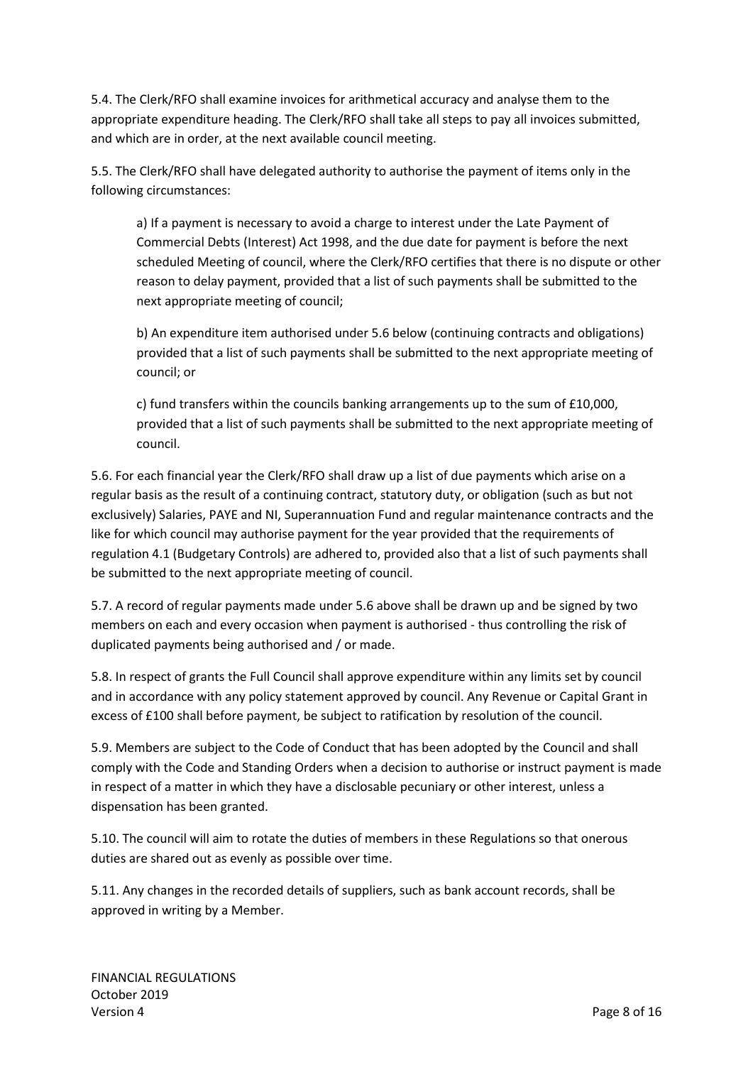5.4. The Clerk/RFO shall examine invoices for arithmetical accuracy and analyse them to the appropriate expenditure heading. The Clerk/RFO shall take all steps to pay all invoices submitted, and which are in order, at the next available council meeting.

5.5. The Clerk/RFO shall have delegated authority to authorise the payment of items only in the following circumstances:

a) If a payment is necessary to avoid a charge to interest under the Late Payment of Commercial Debts (Interest) Act 1998, and the due date for payment is before the next scheduled Meeting of council, where the Clerk/RFO certifies that there is no dispute or other reason to delay payment, provided that a list of such payments shall be submitted to the next appropriate meeting of council;

b) An expenditure item authorised under 5.6 below (continuing contracts and obligations) provided that a list of such payments shall be submitted to the next appropriate meeting of council; or

c) fund transfers within the councils banking arrangements up to the sum of £10,000, provided that a list of such payments shall be submitted to the next appropriate meeting of council.

5.6. For each financial year the Clerk/RFO shall draw up a list of due payments which arise on a regular basis as the result of a continuing contract, statutory duty, or obligation (such as but not exclusively) Salaries, PAYE and NI, Superannuation Fund and regular maintenance contracts and the like for which council may authorise payment for the year provided that the requirements of regulation 4.1 (Budgetary Controls) are adhered to, provided also that a list of such payments shall be submitted to the next appropriate meeting of council.

5.7. A record of regular payments made under 5.6 above shall be drawn up and be signed by two members on each and every occasion when payment is authorised - thus controlling the risk of duplicated payments being authorised and / or made.

5.8. In respect of grants the Full Council shall approve expenditure within any limits set by council and in accordance with any policy statement approved by council. Any Revenue or Capital Grant in excess of £100 shall before payment, be subject to ratification by resolution of the council.

5.9. Members are subject to the Code of Conduct that has been adopted by the Council and shall comply with the Code and Standing Orders when a decision to authorise or instruct payment is made in respect of a matter in which they have a disclosable pecuniary or other interest, unless a dispensation has been granted.

5.10. The council will aim to rotate the duties of members in these Regulations so that onerous duties are shared out as evenly as possible over time.

5.11. Any changes in the recorded details of suppliers, such as bank account records, shall be approved in writing by a Member.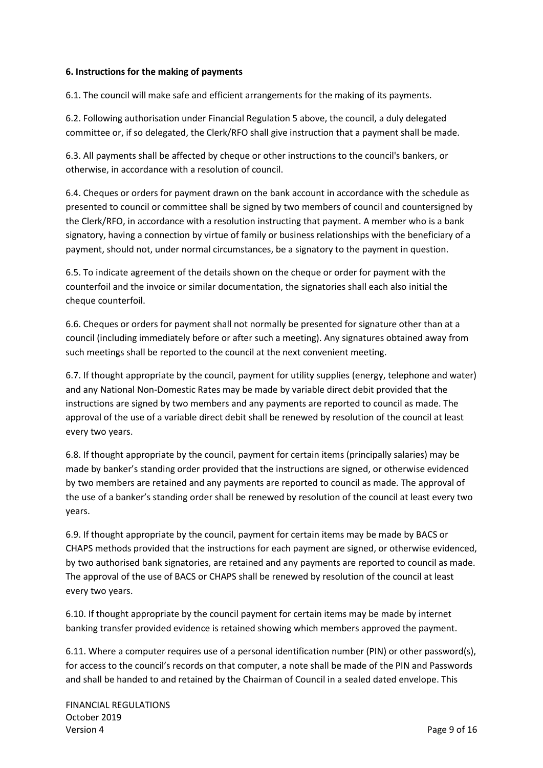**6. Instructions for the making of payments**

6.1. The council will make safe and efficient arrangements for the making of its payments.

6.2. Following authorisation under Financial Regulation 5 above, the council, a duly delegated committee or, if so delegated, the Clerk/RFO shall give instruction that a payment shall be made.

6.3. All payments shall be affected by cheque or other instructions to the council's bankers, or otherwise, in accordance with a resolution of council.

6.4. Cheques or orders for payment drawn on the bank account in accordance with the schedule as presented to council or committee shall be signed by two members of council and countersigned by the Clerk/RFO, in accordance with a resolution instructing that payment. A member who is a bank signatory, having a connection by virtue of family or business relationships with the beneficiary of a payment, should not, under normal circumstances, be a signatory to the payment in question.

6.5. To indicate agreement of the details shown on the cheque or order for payment with the counterfoil and the invoice or similar documentation, the signatories shall each also initial the cheque counterfoil.

6.6. Cheques or orders for payment shall not normally be presented for signature other than at a council (including immediately before or after such a meeting). Any signatures obtained away from such meetings shall be reported to the council at the next convenient meeting.

6.7. If thought appropriate by the council, payment for utility supplies (energy, telephone and water) and any National Non-Domestic Rates may be made by variable direct debit provided that the instructions are signed by two members and any payments are reported to council as made. The approval of the use of a variable direct debit shall be renewed by resolution of the council at least every two years.

6.8. If thought appropriate by the council, payment for certain items (principally salaries) may be made by banker's standing order provided that the instructions are signed, or otherwise evidenced by two members are retained and any payments are reported to council as made. The approval of the use of a banker's standing order shall be renewed by resolution of the council at least every two years.

6.9. If thought appropriate by the council, payment for certain items may be made by BACS or CHAPS methods provided that the instructions for each payment are signed, or otherwise evidenced, by two authorised bank signatories, are retained and any payments are reported to council as made. The approval of the use of BACS or CHAPS shall be renewed by resolution of the council at least every two years.

6.10. If thought appropriate by the council payment for certain items may be made by internet banking transfer provided evidence is retained showing which members approved the payment.

6.11. Where a computer requires use of a personal identification number (PIN) or other password(s), for access to the council's records on that computer, a note shall be made of the PIN and Passwords and shall be handed to and retained by the Chairman of Council in a sealed dated envelope. This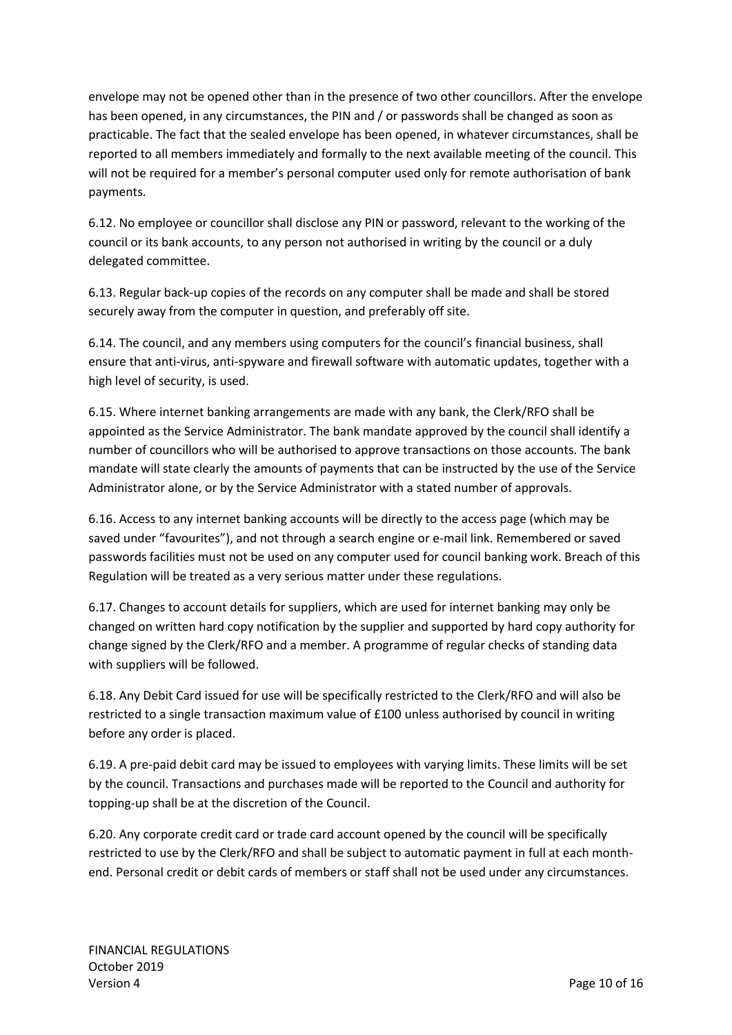envelope may not be opened other than in the presence of two other councillors. After the envelope has been opened, in any circumstances, the PIN and / or passwords shall be changed as soon as practicable. The fact that the sealed envelope has been opened, in whatever circumstances, shall be reported to all members immediately and formally to the next available meeting of the council. This will not be required for a member's personal computer used only for remote authorisation of bank payments.

6.12. No employee or councillor shall disclose any PIN or password, relevant to the working of the council or its bank accounts, to any person not authorised in writing by the council or a duly delegated committee.

6.13. Regular back-up copies of the records on any computer shall be made and shall be stored securely away from the computer in question, and preferably off site.

6.14. The council, and any members using computers for the council's financial business, shall ensure that anti-virus, anti-spyware and firewall software with automatic updates, together with a high level of security, is used.

6.15. Where internet banking arrangements are made with any bank, the Clerk/RFO shall be appointed as the Service Administrator. The bank mandate approved by the council shall identify a number of councillors who will be authorised to approve transactions on those accounts. The bank mandate will state clearly the amounts of payments that can be instructed by the use of the Service Administrator alone, or by the Service Administrator with a stated number of approvals.

6.16. Access to any internet banking accounts will be directly to the access page (which may be saved under "favourites"), and not through a search engine or e-mail link. Remembered or saved passwords facilities must not be used on any computer used for council banking work. Breach of this Regulation will be treated as a very serious matter under these regulations.

6.17. Changes to account details for suppliers, which are used for internet banking may only be changed on written hard copy notification by the supplier and supported by hard copy authority for change signed by the Clerk/RFO and a member. A programme of regular checks of standing data with suppliers will be followed.

6.18. Any Debit Card issued for use will be specifically restricted to the Clerk/RFO and will also be restricted to a single transaction maximum value of £100 unless authorised by council in writing before any order is placed.

6.19. A pre-paid debit card may be issued to employees with varying limits. These limits will be set by the council. Transactions and purchases made will be reported to the Council and authority for topping-up shall be at the discretion of the Council.

6.20. Any corporate credit card or trade card account opened by the council will be specifically restricted to use by the Clerk/RFO and shall be subject to automatic payment in full at each month-end. Personal credit or debit cards of members or staff shall not be used under any circumstances.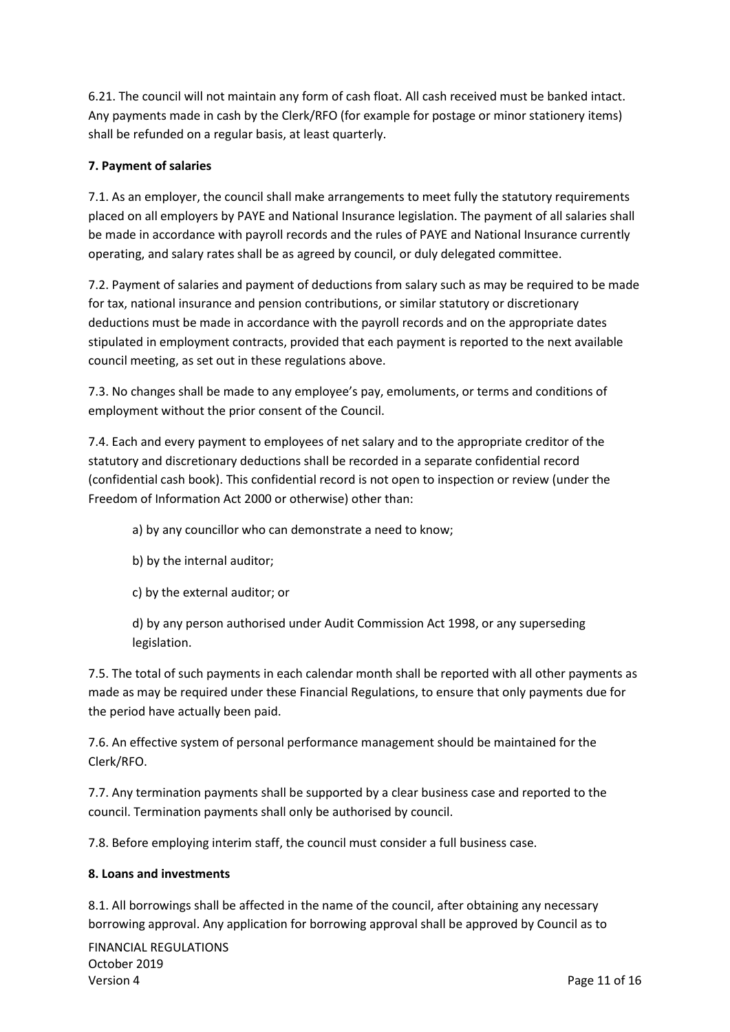6.21. The council will not maintain any form of cash float. All cash received must be banked intact. Any payments made in cash by the Clerk/RFO (for example for postage or minor stationery items) shall be refunded on a regular basis, at least quarterly.

**7. Payment of salaries**

7.1. As an employer, the council shall make arrangements to meet fully the statutory requirements placed on all employers by PAYE and National Insurance legislation. The payment of all salaries shall be made in accordance with payroll records and the rules of PAYE and National Insurance currently operating, and salary rates shall be as agreed by council, or duly delegated committee.

7.2. Payment of salaries and payment of deductions from salary such as may be required to be made for tax, national insurance and pension contributions, or similar statutory or discretionary deductions must be made in accordance with the payroll records and on the appropriate dates stipulated in employment contracts, provided that each payment is reported to the next available council meeting, as set out in these regulations above.

7.3. No changes shall be made to any employee's pay, emoluments, or terms and conditions of employment without the prior consent of the Council.

7.4. Each and every payment to employees of net salary and to the appropriate creditor of the statutory and discretionary deductions shall be recorded in a separate confidential record (confidential cash book). This confidential record is not open to inspection or review (under the Freedom of Information Act 2000 or otherwise) other than:

a) by any councillor who can demonstrate a need to know;

b) by the internal auditor;

c) by the external auditor; or

d) by any person authorised under Audit Commission Act 1998, or any superseding legislation.

7.5. The total of such payments in each calendar month shall be reported with all other payments as made as may be required under these Financial Regulations, to ensure that only payments due for the period have actually been paid.

7.6. An effective system of personal performance management should be maintained for the Clerk/RFO.

7.7. Any termination payments shall be supported by a clear business case and reported to the council. Termination payments shall only be authorised by council.

7.8. Before employing interim staff, the council must consider a full business case.

**8. Loans and investments**

8.1. All borrowings shall be affected in the name of the council, after obtaining any necessary borrowing approval. Any application for borrowing approval shall be approved by Council as to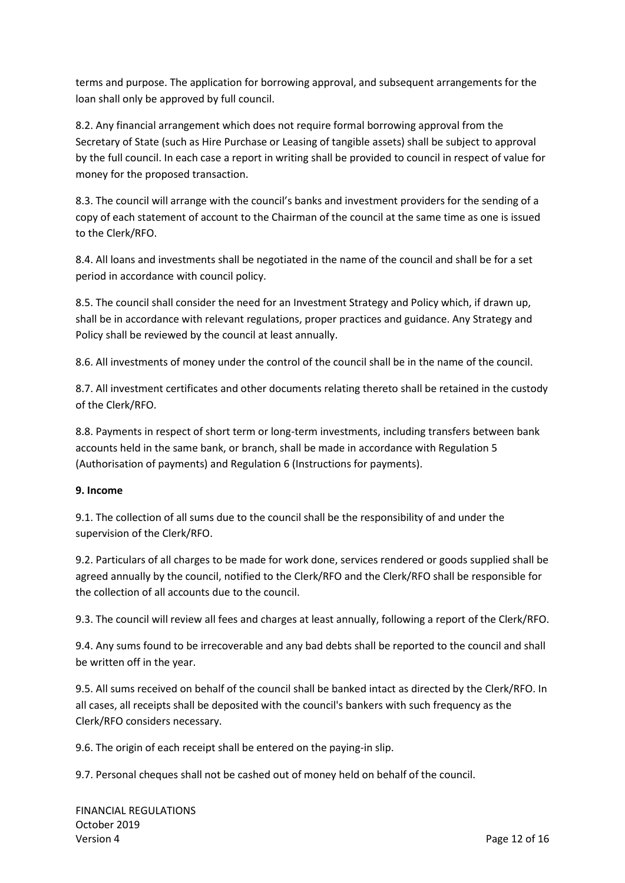terms and purpose. The application for borrowing approval, and subsequent arrangements for the loan shall only be approved by full council.

8.2. Any financial arrangement which does not require formal borrowing approval from the Secretary of State (such as Hire Purchase or Leasing of tangible assets) shall be subject to approval by the full council. In each case a report in writing shall be provided to council in respect of value for money for the proposed transaction.

8.3. The council will arrange with the council's banks and investment providers for the sending of a copy of each statement of account to the Chairman of the council at the same time as one is issued to the Clerk/RFO.

8.4. All loans and investments shall be negotiated in the name of the council and shall be for a set period in accordance with council policy.

8.5. The council shall consider the need for an Investment Strategy and Policy which, if drawn up, shall be in accordance with relevant regulations, proper practices and guidance. Any Strategy and Policy shall be reviewed by the council at least annually.

8.6. All investments of money under the control of the council shall be in the name of the council.

8.7. All investment certificates and other documents relating thereto shall be retained in the custody of the Clerk/RFO.

8.8. Payments in respect of short term or long-term investments, including transfers between bank accounts held in the same bank, or branch, shall be made in accordance with Regulation 5 (Authorisation of payments) and Regulation 6 (Instructions for payments).

**9. Income**

9.1. The collection of all sums due to the council shall be the responsibility of and under the supervision of the Clerk/RFO.

9.2. Particulars of all charges to be made for work done, services rendered or goods supplied shall be agreed annually by the council, notified to the Clerk/RFO and the Clerk/RFO shall be responsible for the collection of all accounts due to the council.

9.3. The council will review all fees and charges at least annually, following a report of the Clerk/RFO.

9.4. Any sums found to be irrecoverable and any bad debts shall be reported to the council and shall be written off in the year.

9.5. All sums received on behalf of the council shall be banked intact as directed by the Clerk/RFO. In all cases, all receipts shall be deposited with the council's bankers with such frequency as the Clerk/RFO considers necessary.

9.6. The origin of each receipt shall be entered on the paying-in slip.

9.7. Personal cheques shall not be cashed out of money held on behalf of the council.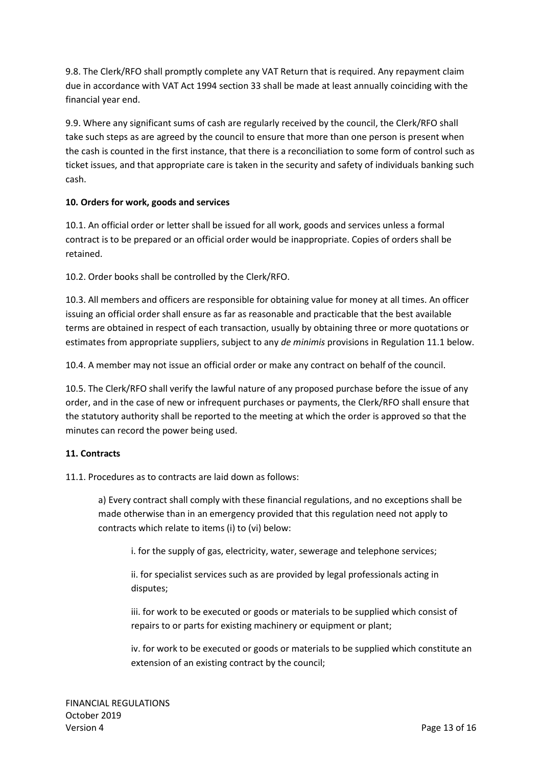9.8. The Clerk/RFO shall promptly complete any VAT Return that is required. Any repayment claim due in accordance with VAT Act 1994 section 33 shall be made at least annually coinciding with the financial year end.

9.9. Where any significant sums of cash are regularly received by the council, the Clerk/RFO shall take such steps as are agreed by the council to ensure that more than one person is present when the cash is counted in the first instance, that there is a reconciliation to some form of control such as ticket issues, and that appropriate care is taken in the security and safety of individuals banking such cash.

**10. Orders for work, goods and services**

10.1. An official order or letter shall be issued for all work, goods and services unless a formal contract is to be prepared or an official order would be inappropriate. Copies of orders shall be retained.

10.2. Order books shall be controlled by the Clerk/RFO.

10.3. All members and officers are responsible for obtaining value for money at all times. An officer issuing an official order shall ensure as far as reasonable and practicable that the best available terms are obtained in respect of each transaction, usually by obtaining three or more quotations or estimates from appropriate suppliers, subject to any *de minimis* provisions in Regulation 11.1 below.

10.4. A member may not issue an official order or make any contract on behalf of the council.

10.5. The Clerk/RFO shall verify the lawful nature of any proposed purchase before the issue of any order, and in the case of new or infrequent purchases or payments, the Clerk/RFO shall ensure that the statutory authority shall be reported to the meeting at which the order is approved so that the minutes can record the power being used.

**11. Contracts**

11.1. Procedures as to contracts are laid down as follows:

a) Every contract shall comply with these financial regulations, and no exceptions shall be made otherwise than in an emergency provided that this regulation need not apply to contracts which relate to items (i) to (vi) below:

i. for the supply of gas, electricity, water, sewerage and telephone services;

ii. for specialist services such as are provided by legal professionals acting in disputes;

iii. for work to be executed or goods or materials to be supplied which consist of repairs to or parts for existing machinery or equipment or plant;

iv. for work to be executed or goods or materials to be supplied which constitute an extension of an existing contract by the council;

FINANCIAL REGULATIONS
October 2019
Version 4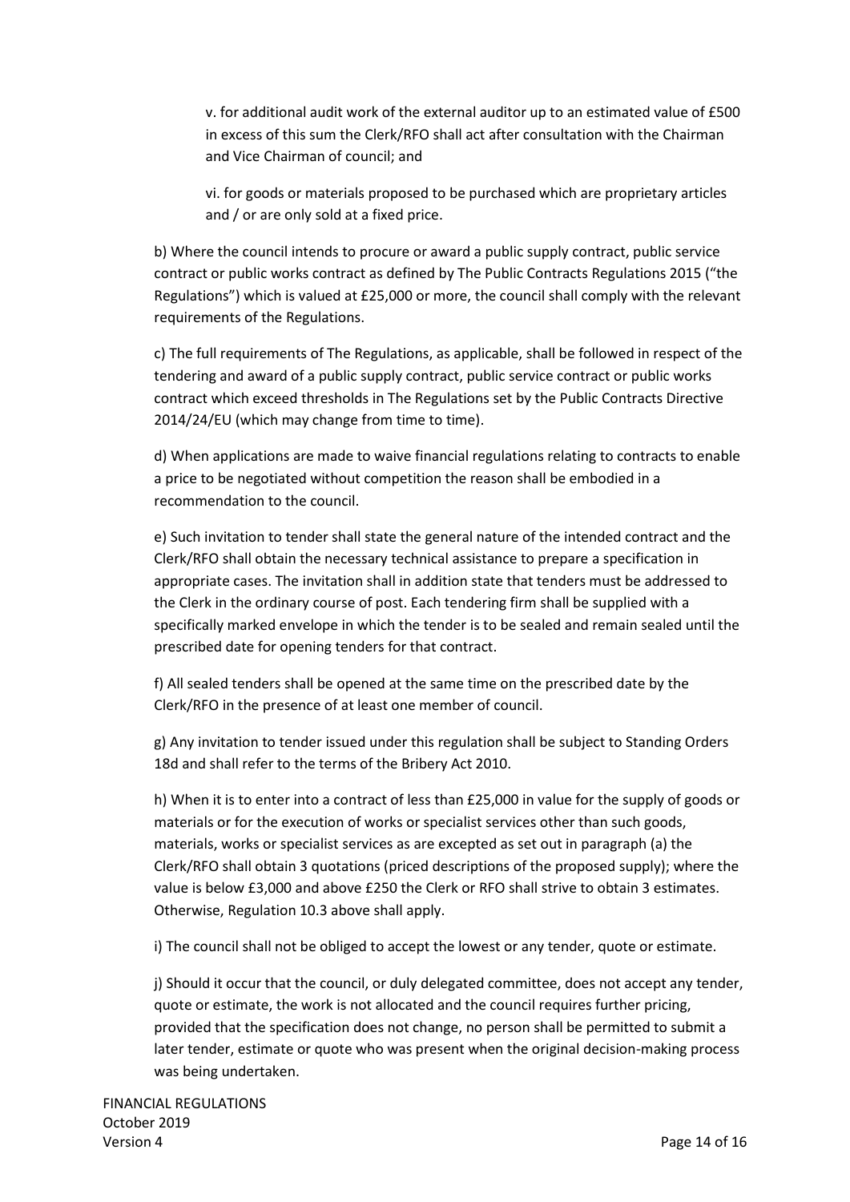v. for additional audit work of the external auditor up to an estimated value of £500 in excess of this sum the Clerk/RFO shall act after consultation with the Chairman and Vice Chairman of council; and

vi. for goods or materials proposed to be purchased which are proprietary articles and / or are only sold at a fixed price.

b) Where the council intends to procure or award a public supply contract, public service contract or public works contract as defined by The Public Contracts Regulations 2015 ("the Regulations") which is valued at £25,000 or more, the council shall comply with the relevant requirements of the Regulations.

c) The full requirements of The Regulations, as applicable, shall be followed in respect of the tendering and award of a public supply contract, public service contract or public works contract which exceed thresholds in The Regulations set by the Public Contracts Directive 2014/24/EU (which may change from time to time).

d) When applications are made to waive financial regulations relating to contracts to enable a price to be negotiated without competition the reason shall be embodied in a recommendation to the council.

e) Such invitation to tender shall state the general nature of the intended contract and the Clerk/RFO shall obtain the necessary technical assistance to prepare a specification in appropriate cases. The invitation shall in addition state that tenders must be addressed to the Clerk in the ordinary course of post. Each tendering firm shall be supplied with a specifically marked envelope in which the tender is to be sealed and remain sealed until the prescribed date for opening tenders for that contract.

f) All sealed tenders shall be opened at the same time on the prescribed date by the Clerk/RFO in the presence of at least one member of council.

g) Any invitation to tender issued under this regulation shall be subject to Standing Orders 18d and shall refer to the terms of the Bribery Act 2010.

h) When it is to enter into a contract of less than £25,000 in value for the supply of goods or materials or for the execution of works or specialist services other than such goods, materials, works or specialist services as are excepted as set out in paragraph (a) the Clerk/RFO shall obtain 3 quotations (priced descriptions of the proposed supply); where the value is below £3,000 and above £250 the Clerk or RFO shall strive to obtain 3 estimates. Otherwise, Regulation 10.3 above shall apply.

i) The council shall not be obliged to accept the lowest or any tender, quote or estimate.

j) Should it occur that the council, or duly delegated committee, does not accept any tender, quote or estimate, the work is not allocated and the council requires further pricing, provided that the specification does not change, no person shall be permitted to submit a later tender, estimate or quote who was present when the original decision-making process was being undertaken.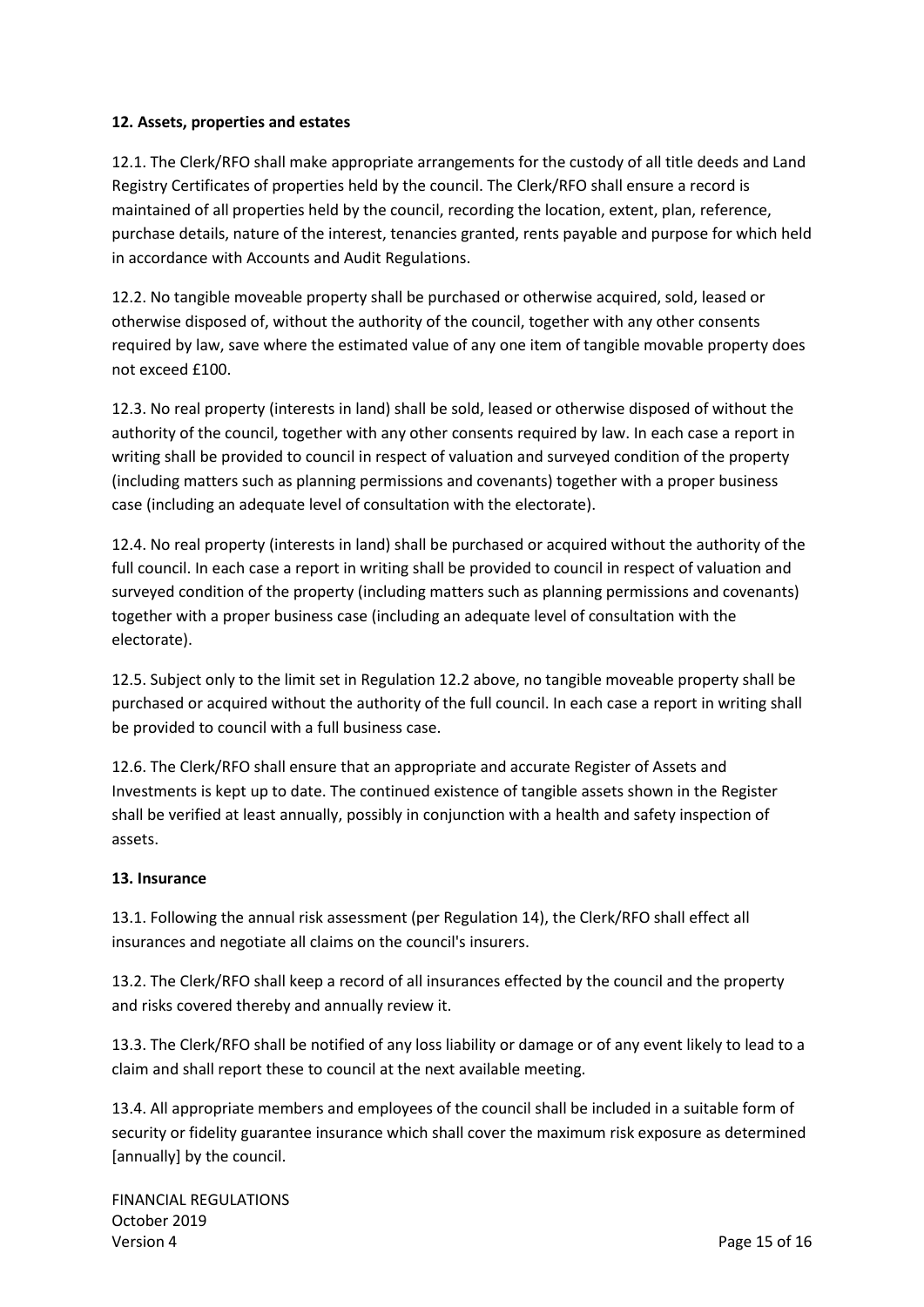**12. Assets, properties and estates**

12.1. The Clerk/RFO shall make appropriate arrangements for the custody of all title deeds and Land Registry Certificates of properties held by the council. The Clerk/RFO shall ensure a record is maintained of all properties held by the council, recording the location, extent, plan, reference, purchase details, nature of the interest, tenancies granted, rents payable and purpose for which held in accordance with Accounts and Audit Regulations.

12.2. No tangible moveable property shall be purchased or otherwise acquired, sold, leased or otherwise disposed of, without the authority of the council, together with any other consents required by law, save where the estimated value of any one item of tangible movable property does not exceed £100.

12.3. No real property (interests in land) shall be sold, leased or otherwise disposed of without the authority of the council, together with any other consents required by law. In each case a report in writing shall be provided to council in respect of valuation and surveyed condition of the property (including matters such as planning permissions and covenants) together with a proper business case (including an adequate level of consultation with the electorate).

12.4. No real property (interests in land) shall be purchased or acquired without the authority of the full council. In each case a report in writing shall be provided to council in respect of valuation and surveyed condition of the property (including matters such as planning permissions and covenants) together with a proper business case (including an adequate level of consultation with the electorate).

12.5. Subject only to the limit set in Regulation 12.2 above, no tangible moveable property shall be purchased or acquired without the authority of the full council. In each case a report in writing shall be provided to council with a full business case.

12.6. The Clerk/RFO shall ensure that an appropriate and accurate Register of Assets and Investments is kept up to date. The continued existence of tangible assets shown in the Register shall be verified at least annually, possibly in conjunction with a health and safety inspection of assets.

**13. Insurance**

13.1. Following the annual risk assessment (per Regulation 14), the Clerk/RFO shall effect all insurances and negotiate all claims on the council's insurers.

13.2. The Clerk/RFO shall keep a record of all insurances effected by the council and the property and risks covered thereby and annually review it.

13.3. The Clerk/RFO shall be notified of any loss liability or damage or of any event likely to lead to a claim and shall report these to council at the next available meeting.

13.4. All appropriate members and employees of the council shall be included in a suitable form of security or fidelity guarantee insurance which shall cover the maximum risk exposure as determined [annually] by the council.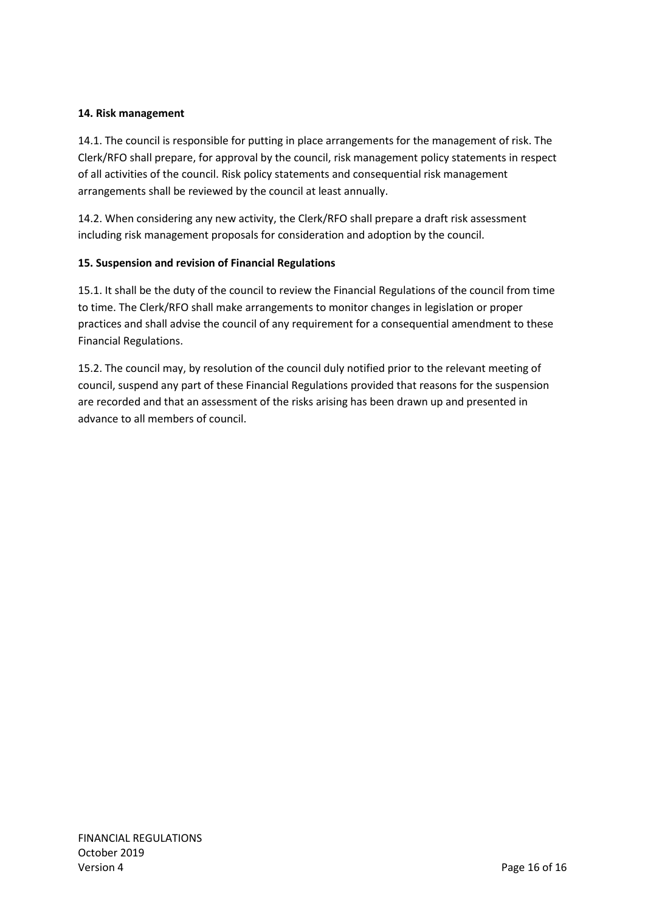**14. Risk management**

14.1. The council is responsible for putting in place arrangements for the management of risk. The Clerk/RFO shall prepare, for approval by the council, risk management policy statements in respect of all activities of the council. Risk policy statements and consequential risk management arrangements shall be reviewed by the council at least annually.

14.2. When considering any new activity, the Clerk/RFO shall prepare a draft risk assessment including risk management proposals for consideration and adoption by the council.

**15. Suspension and revision of Financial Regulations**

15.1. It shall be the duty of the council to review the Financial Regulations of the council from time to time. The Clerk/RFO shall make arrangements to monitor changes in legislation or proper practices and shall advise the council of any requirement for a consequential amendment to these Financial Regulations.

15.2. The council may, by resolution of the council duly notified prior to the relevant meeting of council, suspend any part of these Financial Regulations provided that reasons for the suspension are recorded and that an assessment of the risks arising has been drawn up and presented in advance to all members of council.